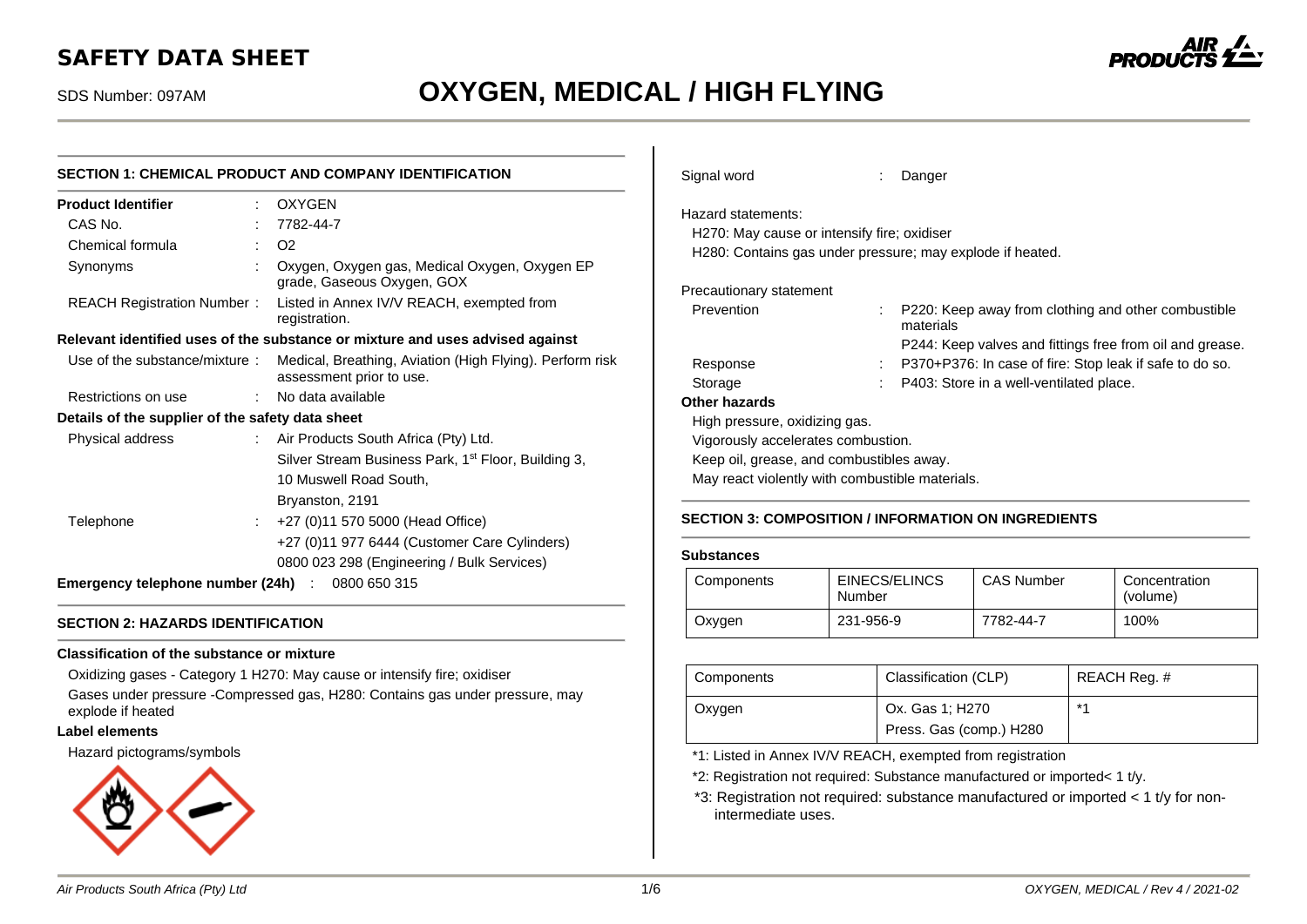# SAFETY DATA SHEET

SDS Number: 097AM

# OXYGEN, MEDICAL / HIGH FLYING

## SECTION 1: CHEMICAL PRODUCT AND COMPANY IDENTIFICATION

**Product Identifier** : OXYGEN

CAS No. : 7782-44-7

Chemical formula : $O_2$

Synonyms : Oxygen, Oxygen gas, Medical Oxygen, Oxygen EP grade, Gaseous Oxygen, GOX

REACH Registration Number : Listed in Annex IV/V REACH, exempted from registration.

**Relevant identified uses of the substance or mixture and uses advised against**

Use of the substance/mixture : Medical, Breathing, Aviation (High Flying). Perform risk assessment prior to use.

Restrictions on use : No data available

**Details of the supplier of the safety data sheet**

Physical address : Air Products South Africa (Pty) Ltd.
Silver Stream Business Park, 1st Floor, Building 3,
10 Muswell Road South,
Bryanston, 2191

Telephone : +27 (0)11 570 5000 (Head Office)
+27 (0)11 977 6444 (Customer Care Cylinders)
0800 023 298 (Engineering / Bulk Services)

**Emergency telephone number (24h)** : 0800 650 315

## SECTION 2: HAZARDS IDENTIFICATION

**Classification of the substance or mixture**

Oxidizing gases - Category 1 H270: May cause or intensify fire; oxidiser

Gases under pressure -Compressed gas, H280: Contains gas under pressure, may explode if heated

**Label elements**

Hazard pictograms/symbols

Signal word : Danger

Hazard statements:

H270: May cause or intensify fire; oxidiser

H280: Contains gas under pressure; may explode if heated.

Precautionary statement

Prevention : P220: Keep away from clothing and other combustible materials
P244: Keep valves and fittings free from oil and grease.

Response : P370+P376: In case of fire: Stop leak if safe to do so.

Storage : P403: Store in a well-ventilated place.

**Other hazards**

High pressure, oxidizing gas.

Vigorously accelerates combustion.

Keep oil, grease, and combustibles away.

May react violently with combustible materials.

## SECTION 3: COMPOSITION / INFORMATION ON INGREDIENTS

**Substances**

| Components | EINECS/ELINCS Number | CAS Number | Concentration (volume) |
|---|---|---|---|
| Oxygen | 231-956-9 | 7782-44-7 | 100% |

| Components | Classification (CLP) | REACH Reg. # |
|---|---|---|
| Oxygen | Ox. Gas 1; H270<br>Press. Gas (comp.) H280 | *1 |

*1: Listed in Annex IV/V REACH, exempted from registration

*2: Registration not required: Substance manufactured or imported< 1 t/y.

*3: Registration not required: substance manufactured or imported < 1 t/y for non-intermediate uses.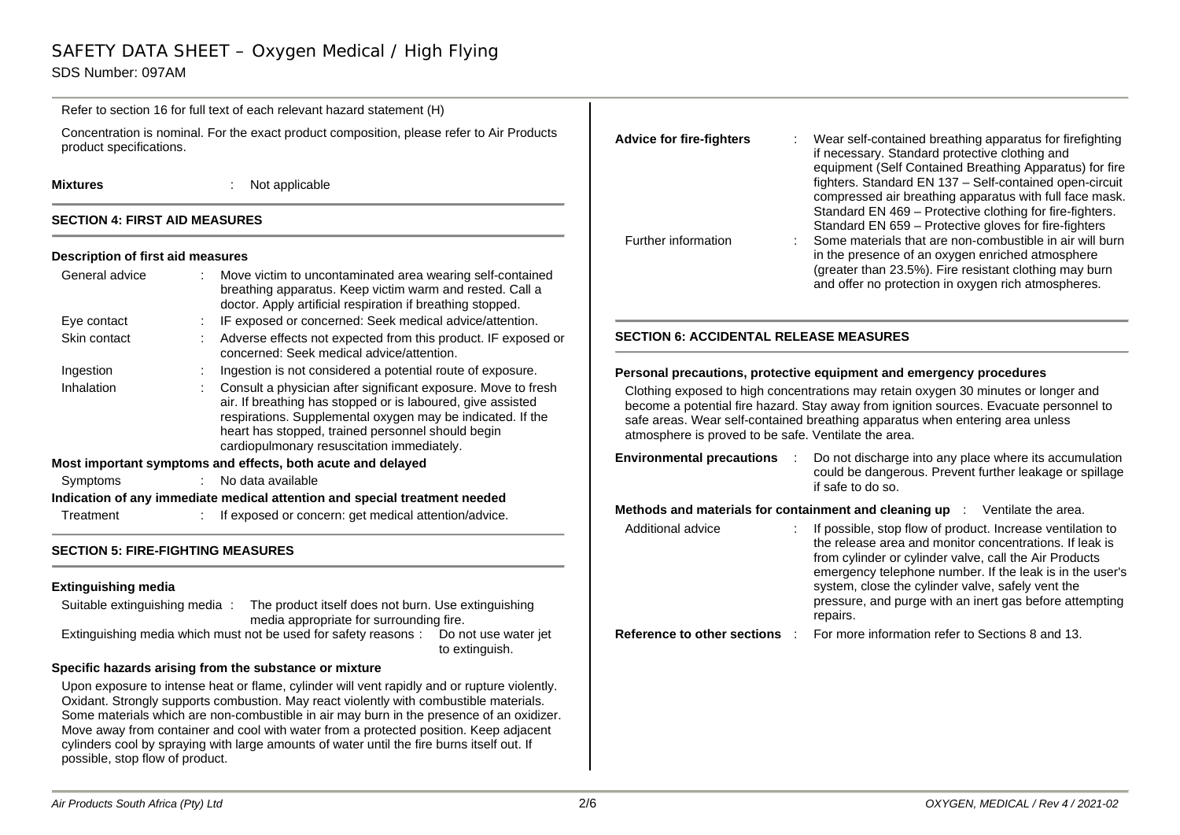Refer to section 16 for full text of each relevant hazard statement (H)

Concentration is nominal. For the exact product composition, please refer to Air Products product specifications.

**Mixtures** : Not applicable

## SECTION 4: FIRST AID MEASURES

### Description of first aid measures

General advice : Move victim to uncontaminated area wearing self-contained breathing apparatus. Keep victim warm and rested. Call a doctor. Apply artificial respiration if breathing stopped.

Eye contact : IF exposed or concerned: Seek medical advice/attention.

Skin contact : Adverse effects not expected from this product. IF exposed or concerned: Seek medical advice/attention.

Ingestion : Ingestion is not considered a potential route of exposure.

Inhalation : Consult a physician after significant exposure. Move to fresh air. If breathing has stopped or is laboured, give assisted respirations. Supplemental oxygen may be indicated. If the heart has stopped, trained personnel should begin cardiopulmonary resuscitation immediately.

### Most important symptoms and effects, both acute and delayed

Symptoms : No data available

### Indication of any immediate medical attention and special treatment needed

Treatment : If exposed or concern: get medical attention/advice.

## SECTION 5: FIRE-FIGHTING MEASURES

### Extinguishing media

Suitable extinguishing media : The product itself does not burn. Use extinguishing media appropriate for surrounding fire.

Extinguishing media which must not be used for safety reasons : Do not use water jet to extinguish.

### Specific hazards arising from the substance or mixture

Upon exposure to intense heat or flame, cylinder will vent rapidly and or rupture violently. Oxidant. Strongly supports combustion. May react violently with combustible materials. Some materials which are non-combustible in air may burn in the presence of an oxidizer. Move away from container and cool with water from a protected position. Keep adjacent cylinders cool by spraying with large amounts of water until the fire burns itself out. If possible, stop flow of product.

**Advice for fire-fighters** : Wear self-contained breathing apparatus for firefighting if necessary. Standard protective clothing and equipment (Self Contained Breathing Apparatus) for fire fighters. Standard EN 137 – Self-contained open-circuit compressed air breathing apparatus with full face mask. Standard EN 469 – Protective clothing for fire-fighters. Standard EN 659 – Protective gloves for fire-fighters

Further information : Some materials that are non-combustible in air will burn in the presence of an oxygen enriched atmosphere (greater than 23.5%). Fire resistant clothing may burn and offer no protection in oxygen rich atmospheres.

## SECTION 6: ACCIDENTAL RELEASE MEASURES

### Personal precautions, protective equipment and emergency procedures

Clothing exposed to high concentrations may retain oxygen 30 minutes or longer and become a potential fire hazard. Stay away from ignition sources. Evacuate personnel to safe areas. Wear self-contained breathing apparatus when entering area unless atmosphere is proved to be safe. Ventilate the area.

**Environmental precautions** : Do not discharge into any place where its accumulation could be dangerous. Prevent further leakage or spillage if safe to do so.

**Methods and materials for containment and cleaning up** : Ventilate the area.

Additional advice : If possible, stop flow of product. Increase ventilation to the release area and monitor concentrations. If leak is from cylinder or cylinder valve, call the Air Products emergency telephone number. If the leak is in the user's system, close the cylinder valve, safely vent the pressure, and purge with an inert gas before attempting repairs.

**Reference to other sections** : For more information refer to Sections 8 and 13.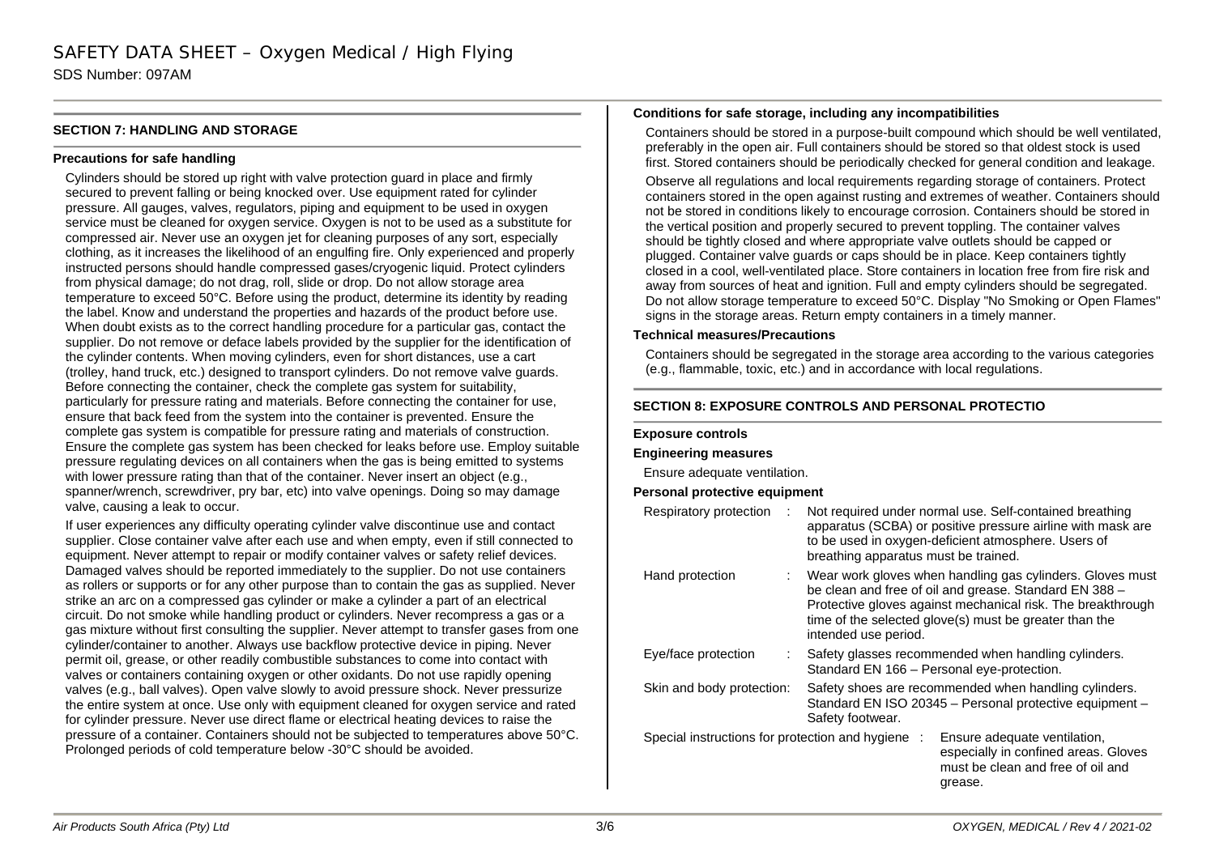## SECTION 7: HANDLING AND STORAGE

### Precautions for safe handling

Cylinders should be stored up right with valve protection guard in place and firmly secured to prevent falling or being knocked over. Use equipment rated for cylinder pressure. All gauges, valves, regulators, piping and equipment to be used in oxygen service must be cleaned for oxygen service. Oxygen is not to be used as a substitute for compressed air. Never use an oxygen jet for cleaning purposes of any sort, especially clothing, as it increases the likelihood of an engulfing fire. Only experienced and properly instructed persons should handle compressed gases/cryogenic liquid. Protect cylinders from physical damage; do not drag, roll, slide or drop. Do not allow storage area temperature to exceed 50°C. Before using the product, determine its identity by reading the label. Know and understand the properties and hazards of the product before use. When doubt exists as to the correct handling procedure for a particular gas, contact the supplier. Do not remove or deface labels provided by the supplier for the identification of the cylinder contents. When moving cylinders, even for short distances, use a cart (trolley, hand truck, etc.) designed to transport cylinders. Do not remove valve guards. Before connecting the container, check the complete gas system for suitability, particularly for pressure rating and materials. Before connecting the container for use, ensure that back feed from the system into the container is prevented. Ensure the complete gas system is compatible for pressure rating and materials of construction. Ensure the complete gas system has been checked for leaks before use. Employ suitable pressure regulating devices on all containers when the gas is being emitted to systems with lower pressure rating than that of the container. Never insert an object (e.g., spanner/wrench, screwdriver, pry bar, etc) into valve openings. Doing so may damage valve, causing a leak to occur.

If user experiences any difficulty operating cylinder valve discontinue use and contact supplier. Close container valve after each use and when empty, even if still connected to equipment. Never attempt to repair or modify container valves or safety relief devices. Damaged valves should be reported immediately to the supplier. Do not use containers as rollers or supports or for any other purpose than to contain the gas as supplied. Never strike an arc on a compressed gas cylinder or make a cylinder a part of an electrical circuit. Do not smoke while handling product or cylinders. Never recompress a gas or a gas mixture without first consulting the supplier. Never attempt to transfer gases from one cylinder/container to another. Always use backflow protective device in piping. Never permit oil, grease, or other readily combustible substances to come into contact with valves or containers containing oxygen or other oxidants. Do not use rapidly opening valves (e.g., ball valves). Open valve slowly to avoid pressure shock. Never pressurize the entire system at once. Use only with equipment cleaned for oxygen service and rated for cylinder pressure. Never use direct flame or electrical heating devices to raise the pressure of a container. Containers should not be subjected to temperatures above 50°C. Prolonged periods of cold temperature below -30°C should be avoided.

### Conditions for safe storage, including any incompatibilities

Containers should be stored in a purpose-built compound which should be well ventilated, preferably in the open air. Full containers should be stored so that oldest stock is used first. Stored containers should be periodically checked for general condition and leakage.

Observe all regulations and local requirements regarding storage of containers. Protect containers stored in the open against rusting and extremes of weather. Containers should not be stored in conditions likely to encourage corrosion. Containers should be stored in the vertical position and properly secured to prevent toppling. The container valves should be tightly closed and where appropriate valve outlets should be capped or plugged. Container valve guards or caps should be in place. Keep containers tightly closed in a cool, well-ventilated place. Store containers in location free from fire risk and away from sources of heat and ignition. Full and empty cylinders should be segregated. Do not allow storage temperature to exceed 50°C. Display "No Smoking or Open Flames" signs in the storage areas. Return empty containers in a timely manner.

### Technical measures/Precautions

Containers should be segregated in the storage area according to the various categories (e.g., flammable, toxic, etc.) and in accordance with local regulations.

## SECTION 8: EXPOSURE CONTROLS AND PERSONAL PROTECTIO

### Exposure controls

### Engineering measures

Ensure adequate ventilation.

### Personal protective equipment

| | |
|---|---|
| Respiratory protection : | Not required under normal use. Self-contained breathing apparatus (SCBA) or positive pressure airline with mask are to be used in oxygen-deficient atmosphere. Users of breathing apparatus must be trained. |
| Hand protection : | Wear work gloves when handling gas cylinders. Gloves must be clean and free of oil and grease. Standard EN 388 – Protective gloves against mechanical risk. The breakthrough time of the selected glove(s) must be greater than the intended use period. |
| Eye/face protection : | Safety glasses recommended when handling cylinders. Standard EN 166 – Personal eye-protection. |
| Skin and body protection: | Safety shoes are recommended when handling cylinders. Standard EN ISO 20345 – Personal protective equipment – Safety footwear. |
| Special instructions for protection and hygiene : | Ensure adequate ventilation, especially in confined areas. Gloves must be clean and free of oil and grease. |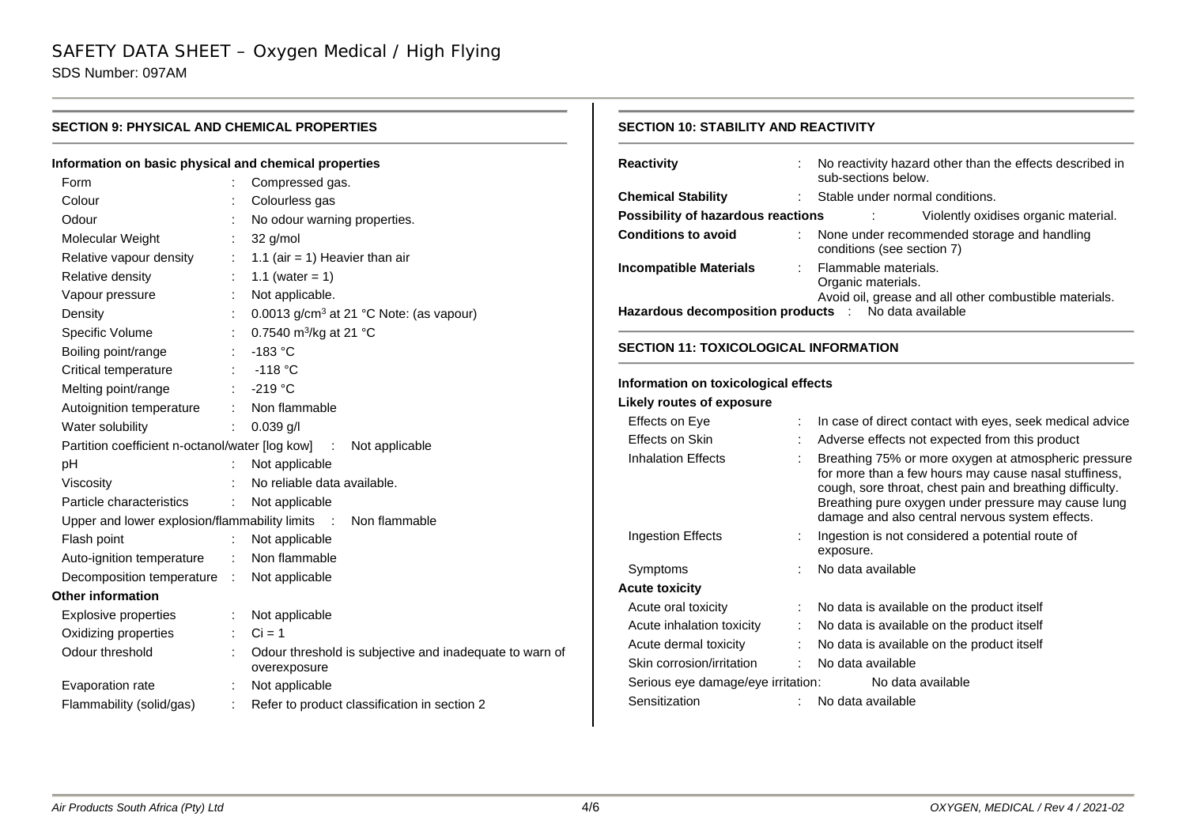## SECTION 9: PHYSICAL AND CHEMICAL PROPERTIES

### Information on basic physical and chemical properties

| Property | | Value |
|---|---|---|
| Form | : | Compressed gas. |
| Colour | : | Colourless gas |
| Odour | : | No odour warning properties. |
| Molecular Weight | : | 32 g/mol |
| Relative vapour density | : | 1.1 (air = 1) Heavier than air |
| Relative density | : | 1.1 (water = 1) |
| Vapour pressure | : | Not applicable. |
| Density | : | 0.0013 g/cm$^3$ at 21 °C Note: (as vapour) |
| Specific Volume | : | 0.7540 m$^3$/kg at 21 °C |
| Boiling point/range | : | -183 °C |
| Critical temperature | : | -118 °C |
| Melting point/range | : | -219 °C |
| Autoignition temperature | : | Non flammable |
| Water solubility | : | 0.039 g/l |
| Partition coefficient n-octanol/water [log kow] | : | Not applicable |
| pH | : | Not applicable |
| Viscosity | : | No reliable data available. |
| Particle characteristics | : | Not applicable |
| Upper and lower explosion/flammability limits | : | Non flammable |
| Flash point | : | Not applicable |
| Auto-ignition temperature | : | Non flammable |
| Decomposition temperature | : | Not applicable |

### Other information

| Property | | Value |
|---|---|---|
| Explosive properties | : | Not applicable |
| Oxidizing properties | : | Ci = 1 |
| Odour threshold | : | Odour threshold is subjective and inadequate to warn of overexposure |
| Evaporation rate | : | Not applicable |
| Flammability (solid/gas) | : | Refer to product classification in section 2 |

## SECTION 10: STABILITY AND REACTIVITY

**Reactivity** : No reactivity hazard other than the effects described in sub-sections below.

**Chemical Stability** : Stable under normal conditions.

**Possibility of hazardous reactions** : Violently oxidises organic material.

**Conditions to avoid** : None under recommended storage and handling conditions (see section 7)

**Incompatible Materials** : Flammable materials.
Organic materials.
Avoid oil, grease and all other combustible materials.

**Hazardous decomposition products** : No data available

## SECTION 11: TOXICOLOGICAL INFORMATION

### Information on toxicological effects

**Likely routes of exposure**

| Route | | Information |
|---|---|---|
| Effects on Eye | : | In case of direct contact with eyes, seek medical advice |
| Effects on Skin | : | Adverse effects not expected from this product |
| Inhalation Effects | : | Breathing 75% or more oxygen at atmospheric pressure for more than a few hours may cause nasal stuffiness, cough, sore throat, chest pain and breathing difficulty. Breathing pure oxygen under pressure may cause lung damage and also central nervous system effects. |
| Ingestion Effects | : | Ingestion is not considered a potential route of exposure. |
| Symptoms | : | No data available |

**Acute toxicity**

| Endpoint | | Information |
|---|---|---|
| Acute oral toxicity | : | No data is available on the product itself |
| Acute inhalation toxicity | : | No data is available on the product itself |
| Acute dermal toxicity | : | No data is available on the product itself |
| Skin corrosion/irritation | : | No data available |
| Serious eye damage/eye irritation | : | No data available |
| Sensitization | : | No data available |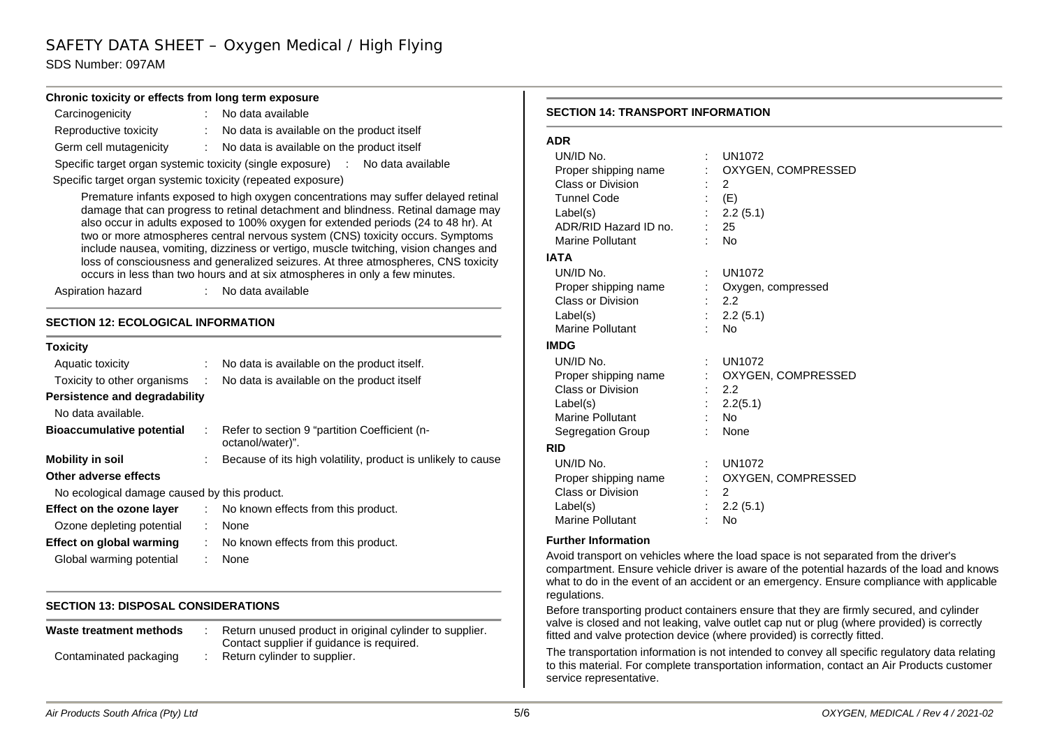**Chronic toxicity or effects from long term exposure**

Carcinogenicity : No data available

Reproductive toxicity : No data is available on the product itself

Germ cell mutagenicity : No data is available on the product itself

Specific target organ systemic toxicity (single exposure) : No data available

Specific target organ systemic toxicity (repeated exposure)

Premature infants exposed to high oxygen concentrations may suffer delayed retinal damage that can progress to retinal detachment and blindness. Retinal damage may also occur in adults exposed to 100% oxygen for extended periods (24 to 48 hr). At two or more atmospheres central nervous system (CNS) toxicity occurs. Symptoms include nausea, vomiting, dizziness or vertigo, muscle twitching, vision changes and loss of consciousness and generalized seizures. At three atmospheres, CNS toxicity occurs in less than two hours and at six atmospheres in only a few minutes.

Aspiration hazard : No data available

## SECTION 12: ECOLOGICAL INFORMATION

**Toxicity**

Aquatic toxicity : No data is available on the product itself.

Toxicity to other organisms : No data is available on the product itself

**Persistence and degradability**

No data available.

**Bioaccumulative potential** : Refer to section 9 "partition Coefficient (n-octanol/water)".

**Mobility in soil** : Because of its high volatility, product is unlikely to cause

**Other adverse effects**

No ecological damage caused by this product.

**Effect on the ozone layer** : No known effects from this product.

Ozone depleting potential : None

**Effect on global warming** : No known effects from this product.

Global warming potential : None

## SECTION 13: DISPOSAL CONSIDERATIONS

**Waste treatment methods** : Return unused product in original cylinder to supplier. Contact supplier if guidance is required.

Contaminated packaging : Return cylinder to supplier.

## SECTION 14: TRANSPORT INFORMATION

**ADR**

UN/ID No. : UN1072

Proper shipping name : OXYGEN, COMPRESSED

Class or Division : 2

Tunnel Code : (E)

Label(s) : 2.2 (5.1)

ADR/RID Hazard ID no. : 25

Marine Pollutant : No

**IATA**

UN/ID No. : UN1072

Proper shipping name : Oxygen, compressed

Class or Division : 2.2

Label(s) : 2.2 (5.1)

Marine Pollutant : No

**IMDG**

UN/ID No. : UN1072

Proper shipping name : OXYGEN, COMPRESSED

Class or Division : 2.2

Label(s) : 2.2(5.1)

Marine Pollutant : No

Segregation Group : None

**RID**

UN/ID No. : UN1072

Proper shipping name : OXYGEN, COMPRESSED

Class or Division : 2

Label(s) : 2.2 (5.1)

Marine Pollutant : No

**Further Information**

Avoid transport on vehicles where the load space is not separated from the driver's compartment. Ensure vehicle driver is aware of the potential hazards of the load and knows what to do in the event of an accident or an emergency. Ensure compliance with applicable regulations.

Before transporting product containers ensure that they are firmly secured, and cylinder valve is closed and not leaking, valve outlet cap nut or plug (where provided) is correctly fitted and valve protection device (where provided) is correctly fitted.

The transportation information is not intended to convey all specific regulatory data relating to this material. For complete transportation information, contact an Air Products customer service representative.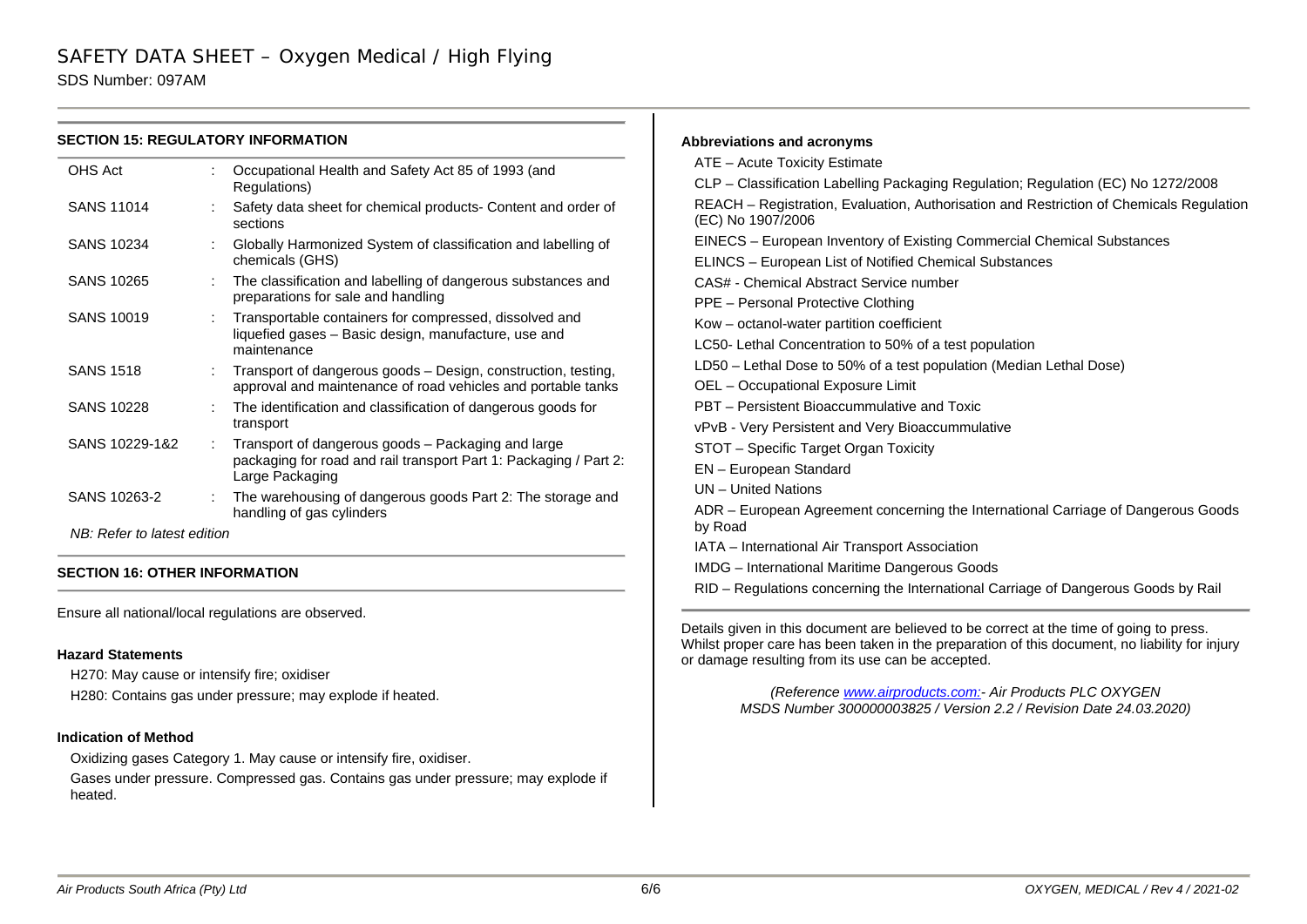## SECTION 15: REGULATORY INFORMATION

| | | |
|---|---|---|
| OHS Act | : | Occupational Health and Safety Act 85 of 1993 (and Regulations) |
| SANS 11014 | : | Safety data sheet for chemical products- Content and order of sections |
| SANS 10234 | : | Globally Harmonized System of classification and labelling of chemicals (GHS) |
| SANS 10265 | : | The classification and labelling of dangerous substances and preparations for sale and handling |
| SANS 10019 | : | Transportable containers for compressed, dissolved and liquefied gases – Basic design, manufacture, use and maintenance |
| SANS 1518 | : | Transport of dangerous goods – Design, construction, testing, approval and maintenance of road vehicles and portable tanks |
| SANS 10228 | : | The identification and classification of dangerous goods for transport |
| SANS 10229-1&2 | : | Transport of dangerous goods – Packaging and large packaging for road and rail transport Part 1: Packaging / Part 2: Large Packaging |
| SANS 10263-2 | : | The warehousing of dangerous goods Part 2: The storage and handling of gas cylinders |

*NB: Refer to latest edition*

## SECTION 16: OTHER INFORMATION

Ensure all national/local regulations are observed.

**Hazard Statements**

H270: May cause or intensify fire; oxidiser

H280: Contains gas under pressure; may explode if heated.

**Indication of Method**

Oxidizing gases Category 1. May cause or intensify fire, oxidiser.

Gases under pressure. Compressed gas. Contains gas under pressure; may explode if heated.

**Abbreviations and acronyms**

ATE – Acute Toxicity Estimate

CLP – Classification Labelling Packaging Regulation; Regulation (EC) No 1272/2008

REACH – Registration, Evaluation, Authorisation and Restriction of Chemicals Regulation (EC) No 1907/2006

EINECS – European Inventory of Existing Commercial Chemical Substances

ELINCS – European List of Notified Chemical Substances

CAS# - Chemical Abstract Service number

PPE – Personal Protective Clothing

Kow – octanol-water partition coefficient

LC50- Lethal Concentration to 50% of a test population

LD50 – Lethal Dose to 50% of a test population (Median Lethal Dose)

OEL – Occupational Exposure Limit

PBT – Persistent Bioaccummulative and Toxic

vPvB - Very Persistent and Very Bioaccummulative

STOT – Specific Target Organ Toxicity

EN – European Standard

UN – United Nations

ADR – European Agreement concerning the International Carriage of Dangerous Goods by Road

IATA – International Air Transport Association

IMDG – International Maritime Dangerous Goods

RID – Regulations concerning the International Carriage of Dangerous Goods by Rail

Details given in this document are believed to be correct at the time of going to press. Whilst proper care has been taken in the preparation of this document, no liability for injury or damage resulting from its use can be accepted.

*(Reference www.airproducts.com:- Air Products PLC OXYGEN MSDS Number 300000003825 / Version 2.2 / Revision Date 24.03.2020)*